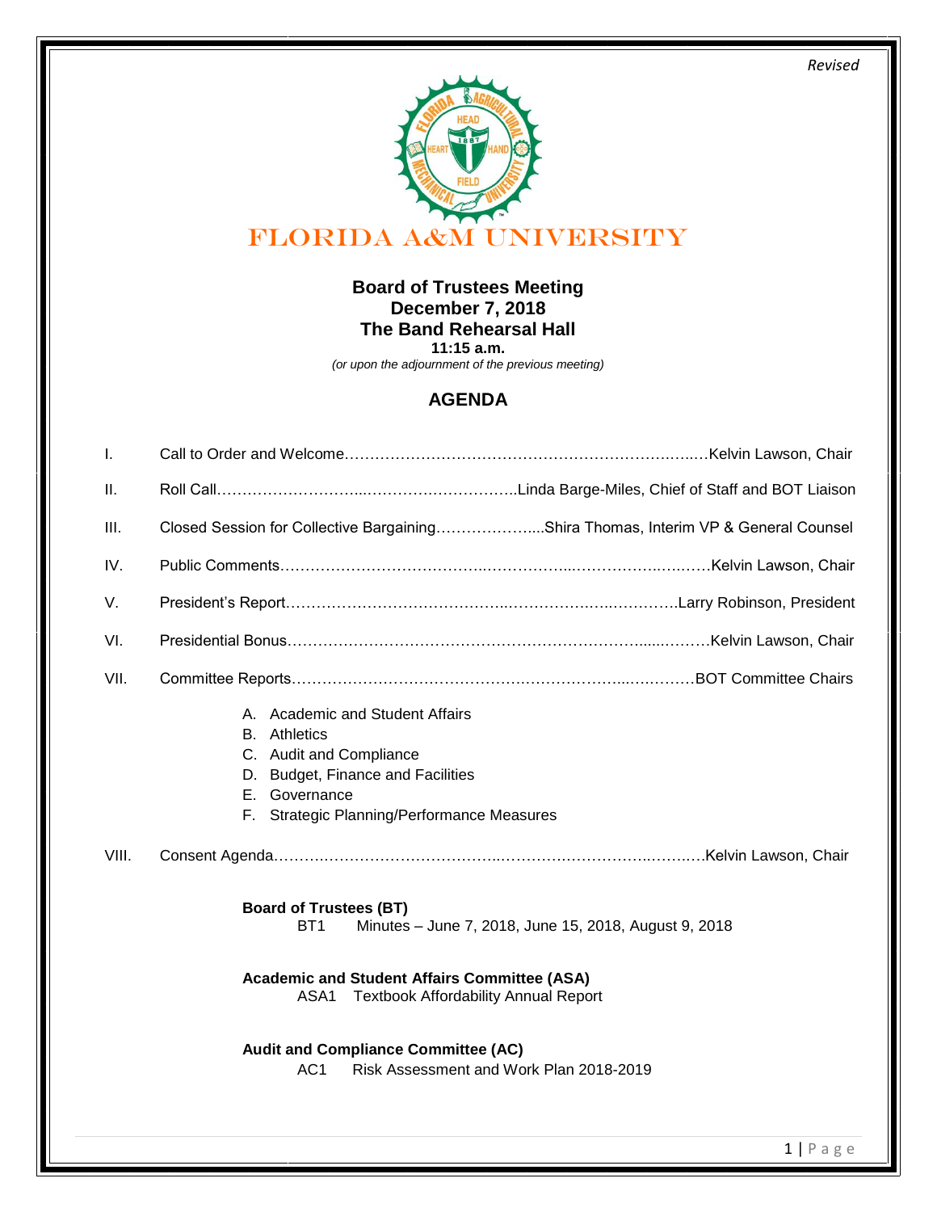*Revised*

# FLORIDA A&M UNIVERSITY

**Board of Trustees Meeting**
**December 7, 2018**
**The Band Rehearsal Hall**
**11:15 a.m.**
*(or upon the adjournment of the previous meeting)*

## AGENDA

I. Call to Order and Welcome……………………………………………………………….Kelvin Lawson, Chair

II. Roll Call……………………………………………………….Linda Barge-Miles, Chief of Staff and BOT Liaison

III. Closed Session for Collective Bargaining……………….....Shira Thomas, Interim VP & General Counsel

IV. Public Comments……………………………………………………………………………Kelvin Lawson, Chair

V. President's Report…………………………………………………………………….Larry Robinson, President

VI. Presidential Bonus……………………………………………………………………….Kelvin Lawson, Chair

VII. Committee Reports…………………………………………………………………….BOT Committee Chairs

A. Academic and Student Affairs
B. Athletics
C. Audit and Compliance
D. Budget, Finance and Facilities
E. Governance
F. Strategic Planning/Performance Measures

VIII. Consent Agenda…………………………………………………………………………Kelvin Lawson, Chair

**Board of Trustees (BT)**
BT1 Minutes – June 7, 2018, June 15, 2018, August 9, 2018

**Academic and Student Affairs Committee (ASA)**
ASA1 Textbook Affordability Annual Report

**Audit and Compliance Committee (AC)**
AC1 Risk Assessment and Work Plan 2018-2019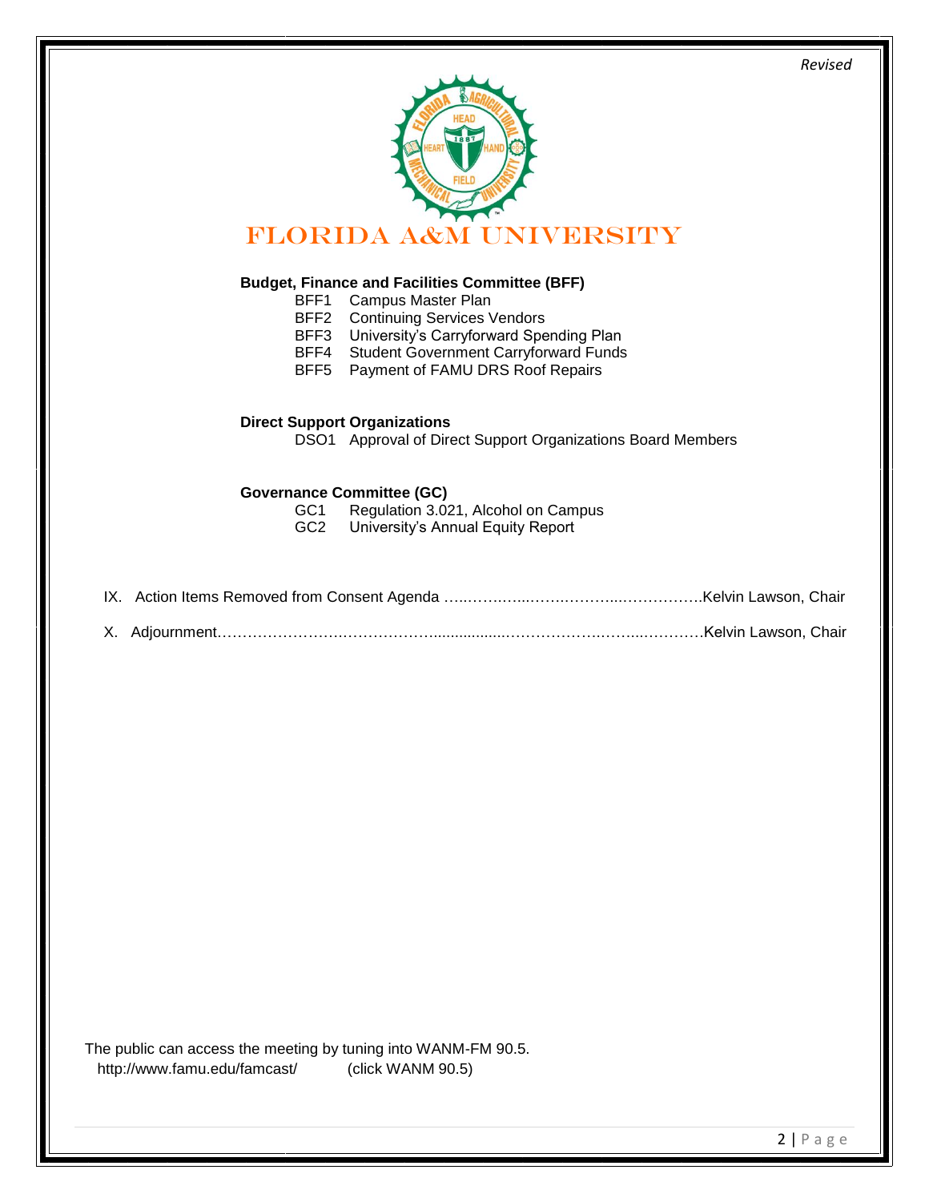*Revised*

# FLORIDA A&M UNIVERSITY

**Budget, Finance and Facilities Committee (BFF)**

- BFF1 Campus Master Plan
- BFF2 Continuing Services Vendors
- BFF3 University's Carryforward Spending Plan
- BFF4 Student Government Carryforward Funds
- BFF5 Payment of FAMU DRS Roof Repairs

**Direct Support Organizations**

- DSO1 Approval of Direct Support Organizations Board Members

**Governance Committee (GC)**

- GC1 Regulation 3.021, Alcohol on Campus
- GC2 University's Annual Equity Report

IX. Action Items Removed from Consent Agenda ……………………………………………………Kelvin Lawson, Chair

X. Adjournment…………………………………………………………………………………………Kelvin Lawson, Chair

The public can access the meeting by tuning into WANM-FM 90.5.
http://www.famu.edu/famcast/ (click WANM 90.5)